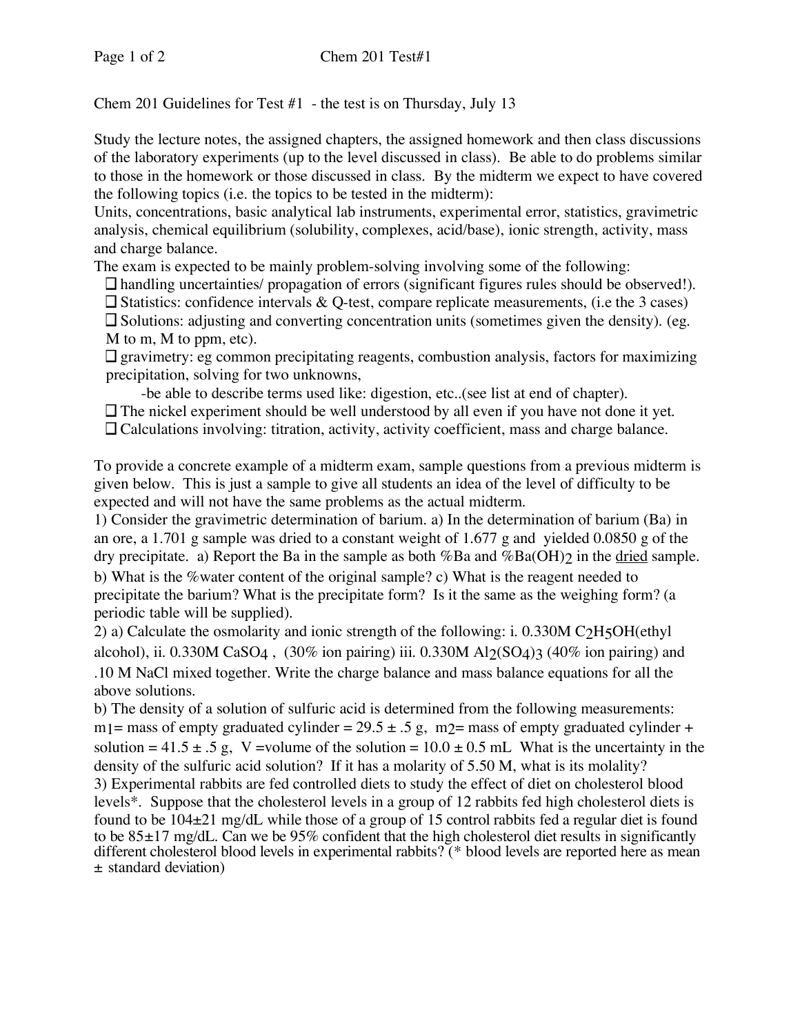Chem 201 Guidelines for Test #1 - the test is on Thursday, July 13

Study the lecture notes, the assigned chapters, the assigned homework and then class discussions of the laboratory experiments (up to the level discussed in class). Be able to do problems similar to those in the homework or those discussed in class. By the midterm we expect to have covered the following topics (i.e. the topics to be tested in the midterm):

Units, concentrations, basic analytical lab instruments, experimental error, statistics, gravimetric analysis, chemical equilibrium (solubility, complexes, acid/base), ionic strength, activity, mass and charge balance.

The exam is expected to be mainly problem-solving involving some of the following:

- ❑ handling uncertainties/ propagation of errors (significant figures rules should be observed!).
- ❑ Statistics: confidence intervals & Q-test, compare replicate measurements, (i.e the 3 cases)
- ❑ Solutions: adjusting and converting concentration units (sometimes given the density). (eg. M to m, M to ppm, etc).
- ❑ gravimetry: eg common precipitating reagents, combustion analysis, factors for maximizing precipitation, solving for two unknowns,
  - -be able to describe terms used like: digestion, etc..(see list at end of chapter).
- ❑ The nickel experiment should be well understood by all even if you have not done it yet.
- ❑ Calculations involving: titration, activity, activity coefficient, mass and charge balance.

To provide a concrete example of a midterm exam, sample questions from a previous midterm is given below. This is just a sample to give all students an idea of the level of difficulty to be expected and will not have the same problems as the actual midterm.

1) Consider the gravimetric determination of barium. a) In the determination of barium (Ba) in an ore, a 1.701 g sample was dried to a constant weight of 1.677 g and yielded 0.0850 g of the dry precipitate. a) Report the Ba in the sample as both %Ba and %$Ba(OH)_2$ in the <u>dried</u> sample. b) What is the %water content of the original sample? c) What is the reagent needed to precipitate the barium? What is the precipitate form? Is it the same as the weighing form? (a periodic table will be supplied).

2) a) Calculate the osmolarity and ionic strength of the following: i. 0.330M $C_2H_5OH$(ethyl alcohol), ii. 0.330M $CaSO_4$ , (30% ion pairing) iii. 0.330M $Al_2(SO_4)_3$ (40% ion pairing) and .10 M NaCl mixed together. Write the charge balance and mass balance equations for all the above solutions.

b) The density of a solution of sulfuric acid is determined from the following measurements: $m_1$= mass of empty graduated cylinder = 29.5 ± .5 g, $m_2$= mass of empty graduated cylinder + solution = 41.5 ± .5 g, V =volume of the solution = 10.0 ± 0.5 mL What is the uncertainty in the density of the sulfuric acid solution? If it has a molarity of 5.50 M, what is its molality?

3) Experimental rabbits are fed controlled diets to study the effect of diet on cholesterol blood levels*. Suppose that the cholesterol levels in a group of 12 rabbits fed high cholesterol diets is found to be 104±21 mg/dL while those of a group of 15 control rabbits fed a regular diet is found to be 85±17 mg/dL. Can we be 95% confident that the high cholesterol diet results in significantly different cholesterol blood levels in experimental rabbits? (* blood levels are reported here as mean ± standard deviation)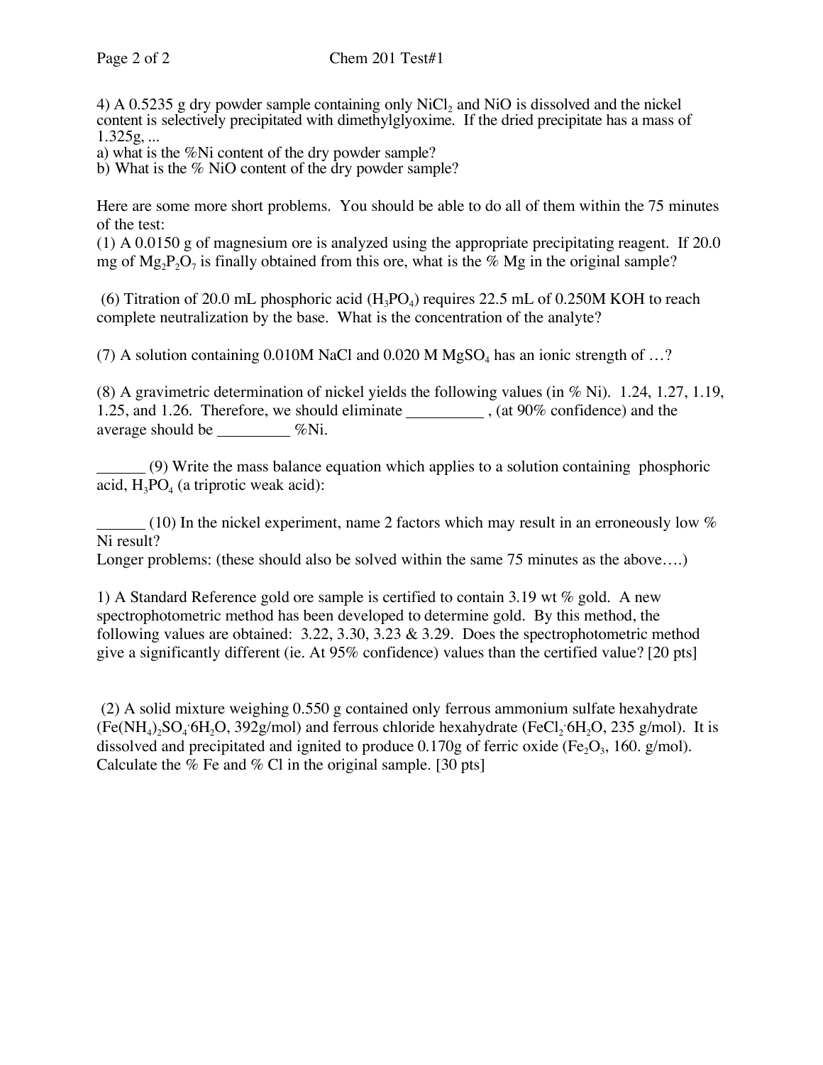4) A 0.5235 g dry powder sample containing only $NiCl_2$ and NiO is dissolved and the nickel content is selectively precipitated with dimethylglyoxime. If the dried precipitate has a mass of 1.325g, ...

a) what is the %Ni content of the dry powder sample?

b) What is the % NiO content of the dry powder sample?

Here are some more short problems. You should be able to do all of them within the 75 minutes of the test:

(1) A 0.0150 g of magnesium ore is analyzed using the appropriate precipitating reagent. If 20.0 mg of $Mg_2P_2O_7$ is finally obtained from this ore, what is the % Mg in the original sample?

(6) Titration of 20.0 mL phosphoric acid ($H_3PO_4$) requires 22.5 mL of 0.250M KOH to reach complete neutralization by the base. What is the concentration of the analyte?

(7) A solution containing 0.010M NaCl and 0.020 M $MgSO_4$ has an ionic strength of …?

(8) A gravimetric determination of nickel yields the following values (in % Ni). 1.24, 1.27, 1.19, 1.25, and 1.26. Therefore, we should eliminate __________ , (at 90% confidence) and the average should be _________ %Ni.

______ (9) Write the mass balance equation which applies to a solution containing phosphoric acid, $H_3PO_4$ (a triprotic weak acid):

______ (10) In the nickel experiment, name 2 factors which may result in an erroneously low % Ni result?

Longer problems: (these should also be solved within the same 75 minutes as the above….)

1) A Standard Reference gold ore sample is certified to contain 3.19 wt % gold. A new spectrophotometric method has been developed to determine gold. By this method, the following values are obtained: 3.22, 3.30, 3.23 & 3.29. Does the spectrophotometric method give a significantly different (ie. At 95% confidence) values than the certified value? [20 pts]

(2) A solid mixture weighing 0.550 g contained only ferrous ammonium sulfate hexahydrate ($Fe(NH_4)_2SO_4 \cdot 6H_2O$, 392g/mol) and ferrous chloride hexahydrate ($FeCl_2 \cdot 6H_2O$, 235 g/mol). It is dissolved and precipitated and ignited to produce 0.170g of ferric oxide ($Fe_2O_3$, 160. g/mol). Calculate the % Fe and % Cl in the original sample. [30 pts]